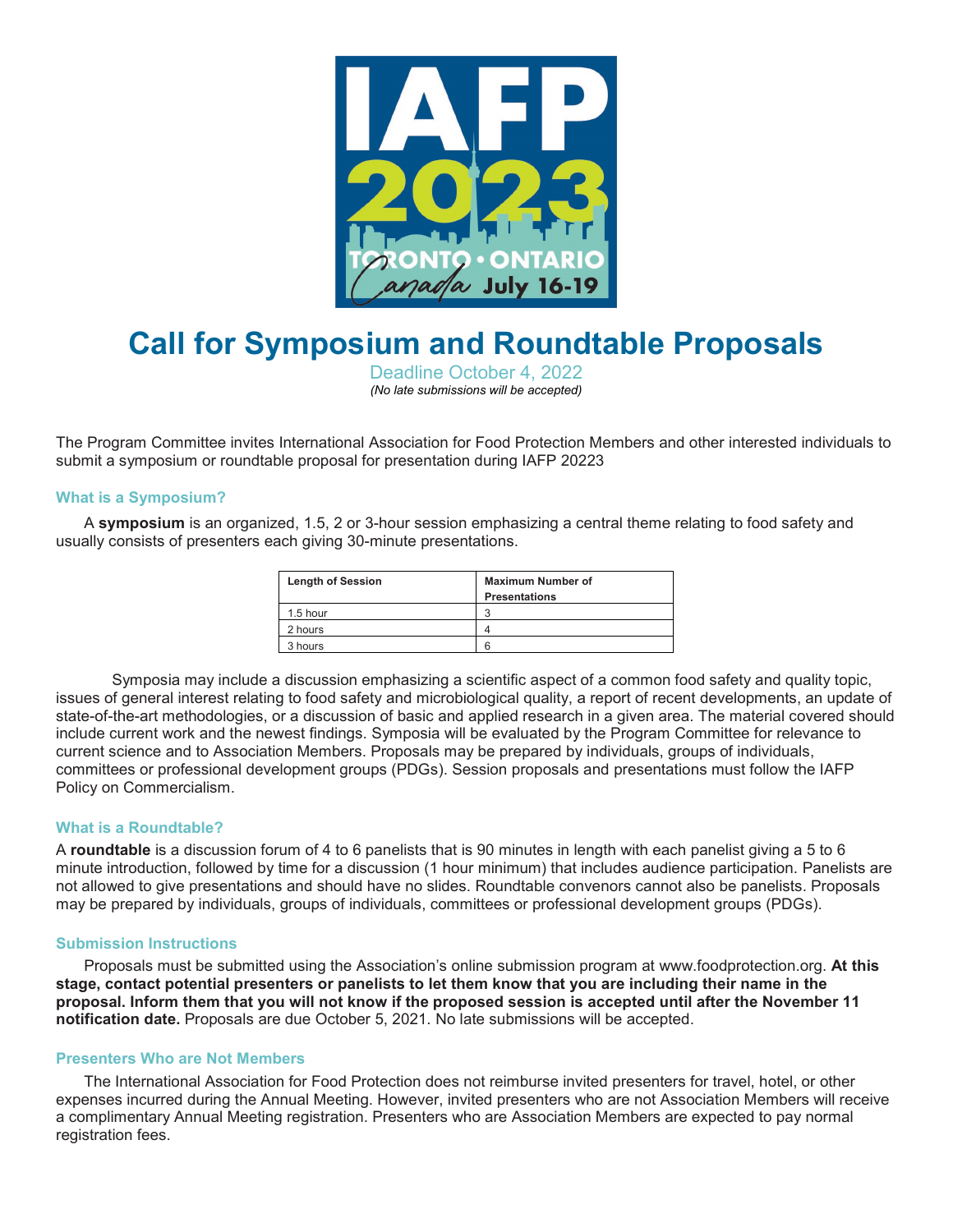# Call for Symposium and Roundtable Proposals

Deadline October 4, 2022

*(No late submissions will be accepted)*

The Program Committee invites International Association for Food Protection Members and other interested individuals to submit a symposium or roundtable proposal for presentation during IAFP 20223

### What is a Symposium?

A **symposium** is an organized, 1.5, 2 or 3-hour session emphasizing a central theme relating to food safety and usually consists of presenters each giving 30-minute presentations.

| Length of Session | Maximum Number of Presentations |
| --- | --- |
| 1.5 hour | 3 |
| 2 hours | 4 |
| 3 hours | 6 |

Symposia may include a discussion emphasizing a scientific aspect of a common food safety and quality topic, issues of general interest relating to food safety and microbiological quality, a report of recent developments, an update of state-of-the-art methodologies, or a discussion of basic and applied research in a given area. The material covered should include current work and the newest findings. Symposia will be evaluated by the Program Committee for relevance to current science and to Association Members. Proposals may be prepared by individuals, groups of individuals, committees or professional development groups (PDGs). Session proposals and presentations must follow the IAFP Policy on Commercialism.

### What is a Roundtable?

A **roundtable** is a discussion forum of 4 to 6 panelists that is 90 minutes in length with each panelist giving a 5 to 6 minute introduction, followed by time for a discussion (1 hour minimum) that includes audience participation. Panelists are not allowed to give presentations and should have no slides. Roundtable convenors cannot also be panelists. Proposals may be prepared by individuals, groups of individuals, committees or professional development groups (PDGs).

### Submission Instructions

Proposals must be submitted using the Association's online submission program at www.foodprotection.org. **At this stage, contact potential presenters or panelists to let them know that you are including their name in the proposal. Inform them that you will not know if the proposed session is accepted until after the November 11 notification date.** Proposals are due October 5, 2021. No late submissions will be accepted.

### Presenters Who are Not Members

The International Association for Food Protection does not reimburse invited presenters for travel, hotel, or other expenses incurred during the Annual Meeting. However, invited presenters who are not Association Members will receive a complimentary Annual Meeting registration. Presenters who are Association Members are expected to pay normal registration fees.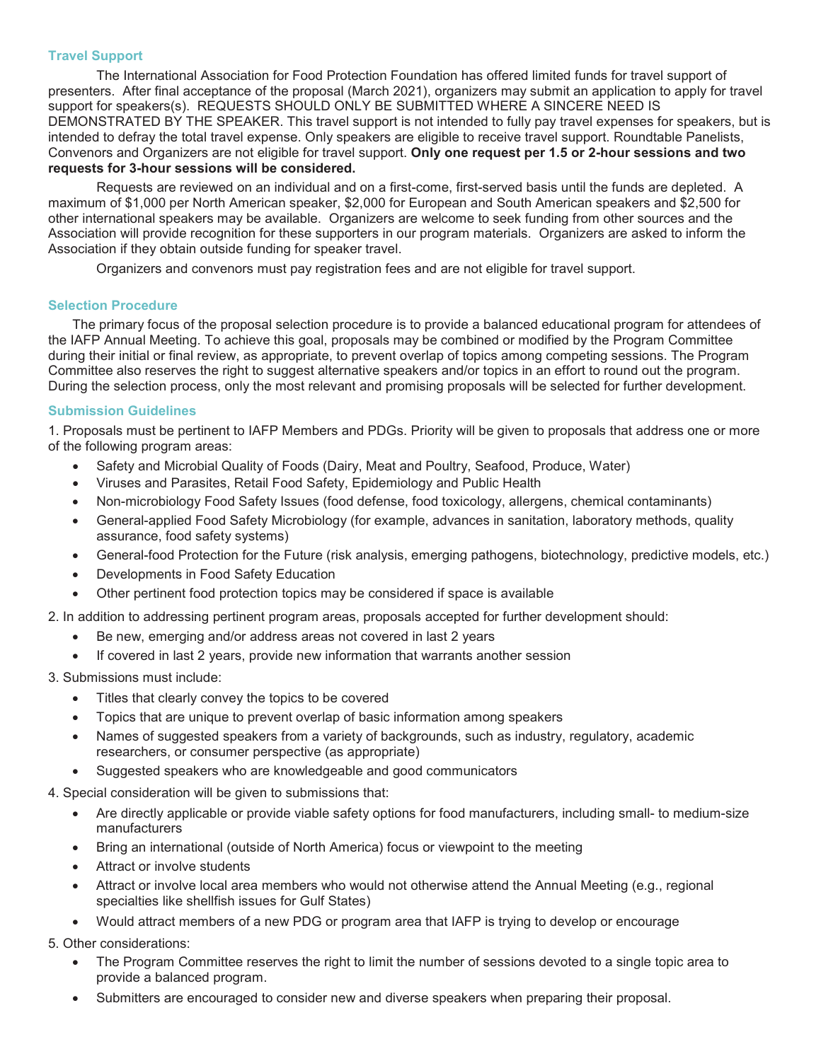## Travel Support

The International Association for Food Protection Foundation has offered limited funds for travel support of presenters. After final acceptance of the proposal (March 2021), organizers may submit an application to apply for travel support for speakers(s). REQUESTS SHOULD ONLY BE SUBMITTED WHERE A SINCERE NEED IS DEMONSTRATED BY THE SPEAKER. This travel support is not intended to fully pay travel expenses for speakers, but is intended to defray the total travel expense. Only speakers are eligible to receive travel support. Roundtable Panelists, Convenors and Organizers are not eligible for travel support. **Only one request per 1.5 or 2-hour sessions and two requests for 3-hour sessions will be considered.**

Requests are reviewed on an individual and on a first-come, first-served basis until the funds are depleted. A maximum of $1,000 per North American speaker, $2,000 for European and South American speakers and $2,500 for other international speakers may be available. Organizers are welcome to seek funding from other sources and the Association will provide recognition for these supporters in our program materials. Organizers are asked to inform the Association if they obtain outside funding for speaker travel.

Organizers and convenors must pay registration fees and are not eligible for travel support.

## Selection Procedure

The primary focus of the proposal selection procedure is to provide a balanced educational program for attendees of the IAFP Annual Meeting. To achieve this goal, proposals may be combined or modified by the Program Committee during their initial or final review, as appropriate, to prevent overlap of topics among competing sessions. The Program Committee also reserves the right to suggest alternative speakers and/or topics in an effort to round out the program. During the selection process, only the most relevant and promising proposals will be selected for further development.

## Submission Guidelines

1. Proposals must be pertinent to IAFP Members and PDGs. Priority will be given to proposals that address one or more of the following program areas:
   - Safety and Microbial Quality of Foods (Dairy, Meat and Poultry, Seafood, Produce, Water)
   - Viruses and Parasites, Retail Food Safety, Epidemiology and Public Health
   - Non-microbiology Food Safety Issues (food defense, food toxicology, allergens, chemical contaminants)
   - General-applied Food Safety Microbiology (for example, advances in sanitation, laboratory methods, quality assurance, food safety systems)
   - General-food Protection for the Future (risk analysis, emerging pathogens, biotechnology, predictive models, etc.)
   - Developments in Food Safety Education
   - Other pertinent food protection topics may be considered if space is available
2. In addition to addressing pertinent program areas, proposals accepted for further development should:
   - Be new, emerging and/or address areas not covered in last 2 years
   - If covered in last 2 years, provide new information that warrants another session
3. Submissions must include:
   - Titles that clearly convey the topics to be covered
   - Topics that are unique to prevent overlap of basic information among speakers
   - Names of suggested speakers from a variety of backgrounds, such as industry, regulatory, academic researchers, or consumer perspective (as appropriate)
   - Suggested speakers who are knowledgeable and good communicators
4. Special consideration will be given to submissions that:
   - Are directly applicable or provide viable safety options for food manufacturers, including small- to medium-size manufacturers
   - Bring an international (outside of North America) focus or viewpoint to the meeting
   - Attract or involve students
   - Attract or involve local area members who would not otherwise attend the Annual Meeting (e.g., regional specialties like shellfish issues for Gulf States)
   - Would attract members of a new PDG or program area that IAFP is trying to develop or encourage
5. Other considerations:
   - The Program Committee reserves the right to limit the number of sessions devoted to a single topic area to provide a balanced program.
   - Submitters are encouraged to consider new and diverse speakers when preparing their proposal.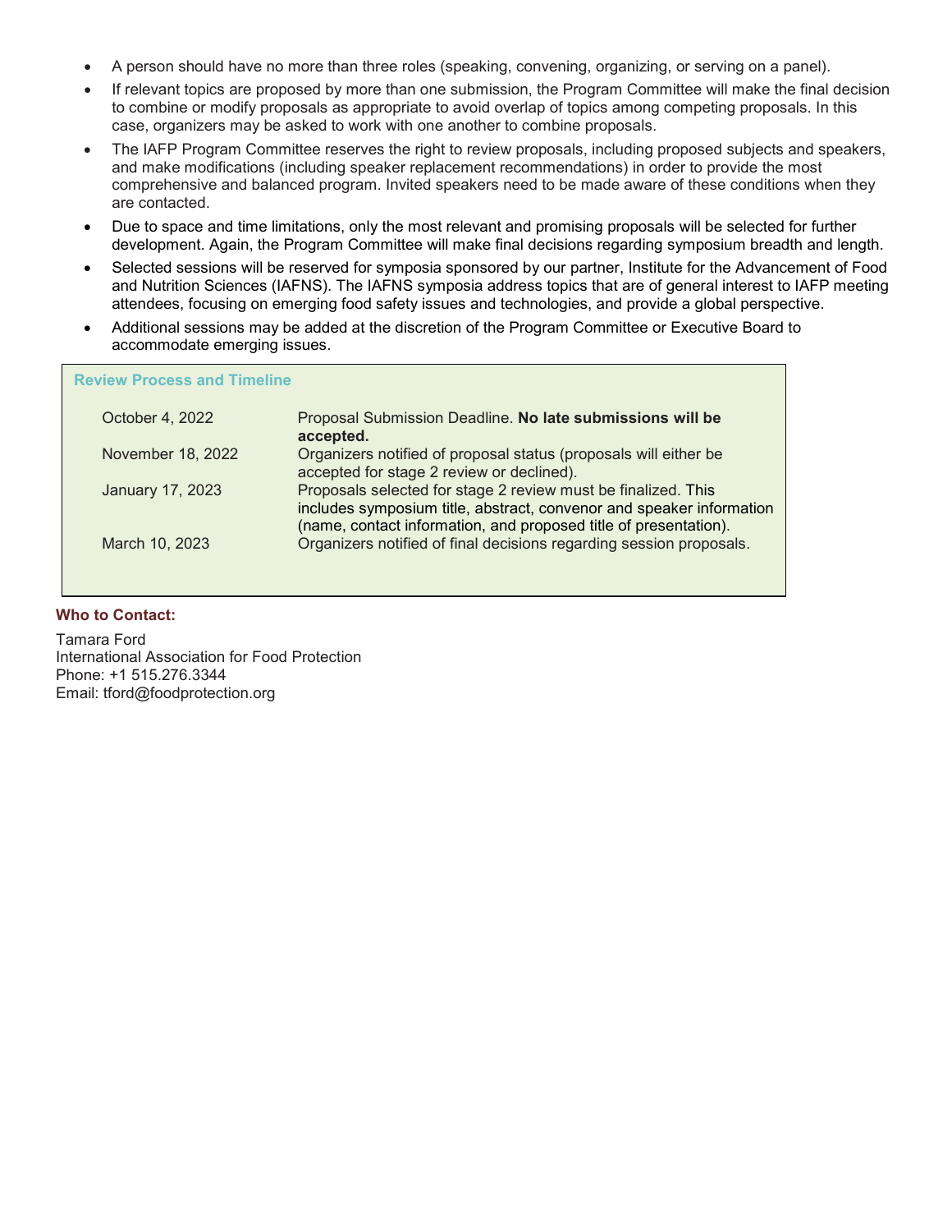- A person should have no more than three roles (speaking, convening, organizing, or serving on a panel).
- If relevant topics are proposed by more than one submission, the Program Committee will make the final decision to combine or modify proposals as appropriate to avoid overlap of topics among competing proposals. In this case, organizers may be asked to work with one another to combine proposals.
- The IAFP Program Committee reserves the right to review proposals, including proposed subjects and speakers, and make modifications (including speaker replacement recommendations) in order to provide the most comprehensive and balanced program. Invited speakers need to be made aware of these conditions when they are contacted.
- Due to space and time limitations, only the most relevant and promising proposals will be selected for further development. Again, the Program Committee will make final decisions regarding symposium breadth and length.
- Selected sessions will be reserved for symposia sponsored by our partner, Institute for the Advancement of Food and Nutrition Sciences (IAFNS). The IAFNS symposia address topics that are of general interest to IAFP meeting attendees, focusing on emerging food safety issues and technologies, and provide a global perspective.
- Additional sessions may be added at the discretion of the Program Committee or Executive Board to accommodate emerging issues.

### Review Process and Timeline

| | |
|---|---|
| October 4, 2022 | Proposal Submission Deadline. **No late submissions will be accepted.** |
| November 18, 2022 | Organizers notified of proposal status (proposals will either be accepted for stage 2 review or declined). |
| January 17, 2023 | Proposals selected for stage 2 review must be finalized. This includes symposium title, abstract, convenor and speaker information (name, contact information, and proposed title of presentation). |
| March 10, 2023 | Organizers notified of final decisions regarding session proposals. |

### Who to Contact:

Tamara Ford
International Association for Food Protection
Phone: +1 515.276.3344
Email: tford@foodprotection.org